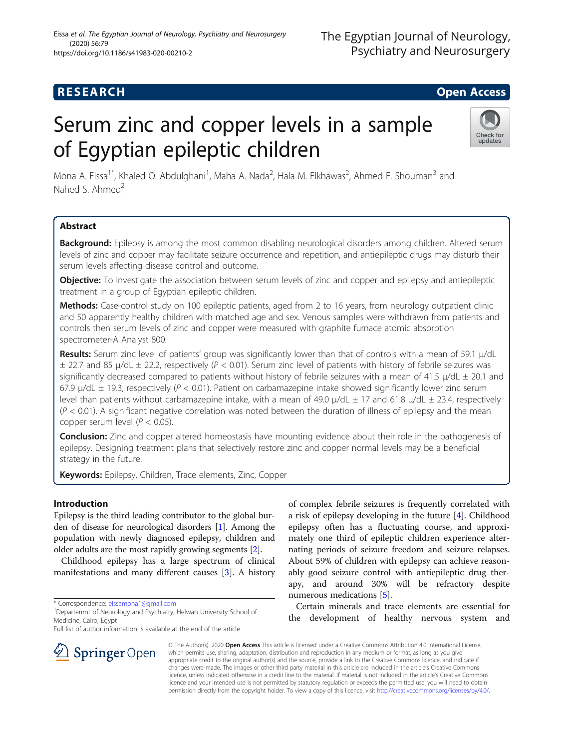RESEARCH Open Access

# Serum zinc and copper levels in a sample of Egyptian epileptic children

Mona A. Eissa[1*], Khaled O. Abdulghani[1], Maha A. Nada[2], Hala M. Elkhawas[2], Ahmed E. Shouman[3] and Nahed S. Ahmed[2]

## Abstract

**Background:** Epilepsy is among the most common disabling neurological disorders among children. Altered serum levels of zinc and copper may facilitate seizure occurrence and repetition, and antiepileptic drugs may disturb their serum levels affecting disease control and outcome.

**Objective:** To investigate the association between serum levels of zinc and copper and epilepsy and antiepileptic treatment in a group of Egyptian epileptic children.

**Methods:** Case-control study on 100 epileptic patients, aged from 2 to 16 years, from neurology outpatient clinic and 50 apparently healthy children with matched age and sex. Venous samples were withdrawn from patients and controls then serum levels of zinc and copper were measured with graphite furnace atomic absorption spectrometer-A Analyst 800.

**Results:** Serum zinc level of patients' group was significantly lower than that of controls with a mean of 59.1 μ/dL ± 22.7 and 85 μ/dL ± 22.2, respectively ($P < 0.01$). Serum zinc level of patients with history of febrile seizures was significantly decreased compared to patients without history of febrile seizures with a mean of 41.5 μ/dL ± 20.1 and 67.9 μ/dL ± 19.3, respectively ($P < 0.01$). Patient on carbamazepine intake showed significantly lower zinc serum level than patients without carbamazepine intake, with a mean of 49.0 μ/dL ± 17 and 61.8 μ/dL ± 23.4, respectively ($P < 0.01$). A significant negative correlation was noted between the duration of illness of epilepsy and the mean copper serum level ($P < 0.05$).

**Conclusion:** Zinc and copper altered homeostasis have mounting evidence about their role in the pathogenesis of epilepsy. Designing treatment plans that selectively restore zinc and copper normal levels may be a beneficial strategy in the future.

**Keywords:** Epilepsy, Children, Trace elements, Zinc, Copper

## Introduction

Epilepsy is the third leading contributor to the global burden of disease for neurological disorders [1]. Among the population with newly diagnosed epilepsy, children and older adults are the most rapidly growing segments [2].

Childhood epilepsy has a large spectrum of clinical manifestations and many different causes [3]. A history of complex febrile seizures is frequently correlated with a risk of epilepsy developing in the future [4]. Childhood epilepsy often has a fluctuating course, and approximately one third of epileptic children experience alternating periods of seizure freedom and seizure relapses. About 59% of children with epilepsy can achieve reasonably good seizure control with antiepileptic drug therapy, and around 30% will be refractory despite numerous medications [5].

Certain minerals and trace elements are essential for the development of healthy nervous system and

* Correspondence: eissamona1@gmail.com
[1]Departemnt of Neurology and Psychiatry, Helwan University School of Medicine, Cairo, Egypt
Full list of author information is available at the end of the article

© The Author(s). 2020 **Open Access** This article is licensed under a Creative Commons Attribution 4.0 International License, which permits use, sharing, adaptation, distribution and reproduction in any medium or format, as long as you give appropriate credit to the original author(s) and the source, provide a link to the Creative Commons licence, and indicate if changes were made. The images or other third party material in this article are included in the article's Creative Commons licence, unless indicated otherwise in a credit line to the material. If material is not included in the article's Creative Commons licence and your intended use is not permitted by statutory regulation or exceeds the permitted use, you will need to obtain permission directly from the copyright holder. To view a copy of this licence, visit http://creativecommons.org/licenses/by/4.0/.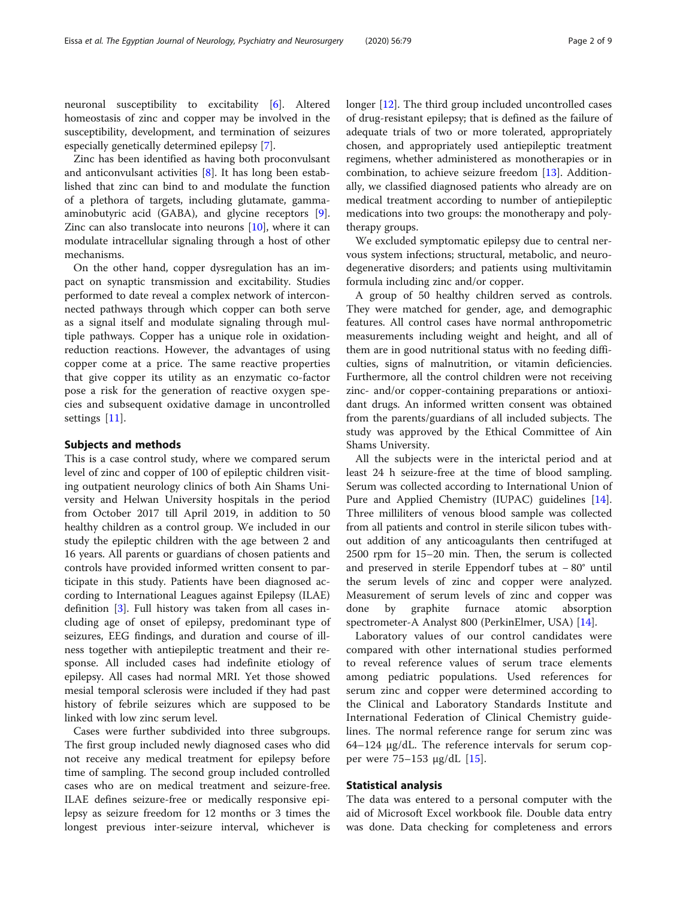neuronal susceptibility to excitability [6]. Altered homeostasis of zinc and copper may be involved in the susceptibility, development, and termination of seizures especially genetically determined epilepsy [7].

Zinc has been identified as having both proconvulsant and anticonvulsant activities [8]. It has long been established that zinc can bind to and modulate the function of a plethora of targets, including glutamate, gamma-aminobutyric acid (GABA), and glycine receptors [9]. Zinc can also translocate into neurons [10], where it can modulate intracellular signaling through a host of other mechanisms.

On the other hand, copper dysregulation has an impact on synaptic transmission and excitability. Studies performed to date reveal a complex network of interconnected pathways through which copper can both serve as a signal itself and modulate signaling through multiple pathways. Copper has a unique role in oxidation-reduction reactions. However, the advantages of using copper come at a price. The same reactive properties that give copper its utility as an enzymatic co-factor pose a risk for the generation of reactive oxygen species and subsequent oxidative damage in uncontrolled settings [11].

## Subjects and methods

This is a case control study, where we compared serum level of zinc and copper of 100 of epileptic children visiting outpatient neurology clinics of both Ain Shams University and Helwan University hospitals in the period from October 2017 till April 2019, in addition to 50 healthy children as a control group. We included in our study the epileptic children with the age between 2 and 16 years. All parents or guardians of chosen patients and controls have provided informed written consent to participate in this study. Patients have been diagnosed according to International Leagues against Epilepsy (ILAE) definition [3]. Full history was taken from all cases including age of onset of epilepsy, predominant type of seizures, EEG findings, and duration and course of illness together with antiepileptic treatment and their response. All included cases had indefinite etiology of epilepsy. All cases had normal MRI. Yet those showed mesial temporal sclerosis were included if they had past history of febrile seizures which are supposed to be linked with low zinc serum level.

Cases were further subdivided into three subgroups. The first group included newly diagnosed cases who did not receive any medical treatment for epilepsy before time of sampling. The second group included controlled cases who are on medical treatment and seizure-free. ILAE defines seizure-free or medically responsive epilepsy as seizure freedom for 12 months or 3 times the longest previous inter-seizure interval, whichever is longer [12]. The third group included uncontrolled cases of drug-resistant epilepsy; that is defined as the failure of adequate trials of two or more tolerated, appropriately chosen, and appropriately used antiepileptic treatment regimens, whether administered as monotherapies or in combination, to achieve seizure freedom [13]. Additionally, we classified diagnosed patients who already are on medical treatment according to number of antiepileptic medications into two groups: the monotherapy and polytherapy groups.

We excluded symptomatic epilepsy due to central nervous system infections; structural, metabolic, and neurodegenerative disorders; and patients using multivitamin formula including zinc and/or copper.

A group of 50 healthy children served as controls. They were matched for gender, age, and demographic features. All control cases have normal anthropometric measurements including weight and height, and all of them are in good nutritional status with no feeding difficulties, signs of malnutrition, or vitamin deficiencies. Furthermore, all the control children were not receiving zinc- and/or copper-containing preparations or antioxidant drugs. An informed written consent was obtained from the parents/guardians of all included subjects. The study was approved by the Ethical Committee of Ain Shams University.

All the subjects were in the interictal period and at least 24 h seizure-free at the time of blood sampling. Serum was collected according to International Union of Pure and Applied Chemistry (IUPAC) guidelines [14]. Three milliliters of venous blood sample was collected from all patients and control in sterile silicon tubes without addition of any anticoagulants then centrifuged at 2500 rpm for 15–20 min. Then, the serum is collected and preserved in sterile Eppendorf tubes at − 80° until the serum levels of zinc and copper were analyzed. Measurement of serum levels of zinc and copper was done by graphite furnace atomic absorption spectrometer-A Analyst 800 (PerkinElmer, USA) [14].

Laboratory values of our control candidates were compared with other international studies performed to reveal reference values of serum trace elements among pediatric populations. Used references for serum zinc and copper were determined according to the Clinical and Laboratory Standards Institute and International Federation of Clinical Chemistry guidelines. The normal reference range for serum zinc was 64–124 μg/dL. The reference intervals for serum copper were 75–153 μg/dL [15].

## Statistical analysis

The data was entered to a personal computer with the aid of Microsoft Excel workbook file. Double data entry was done. Data checking for completeness and errors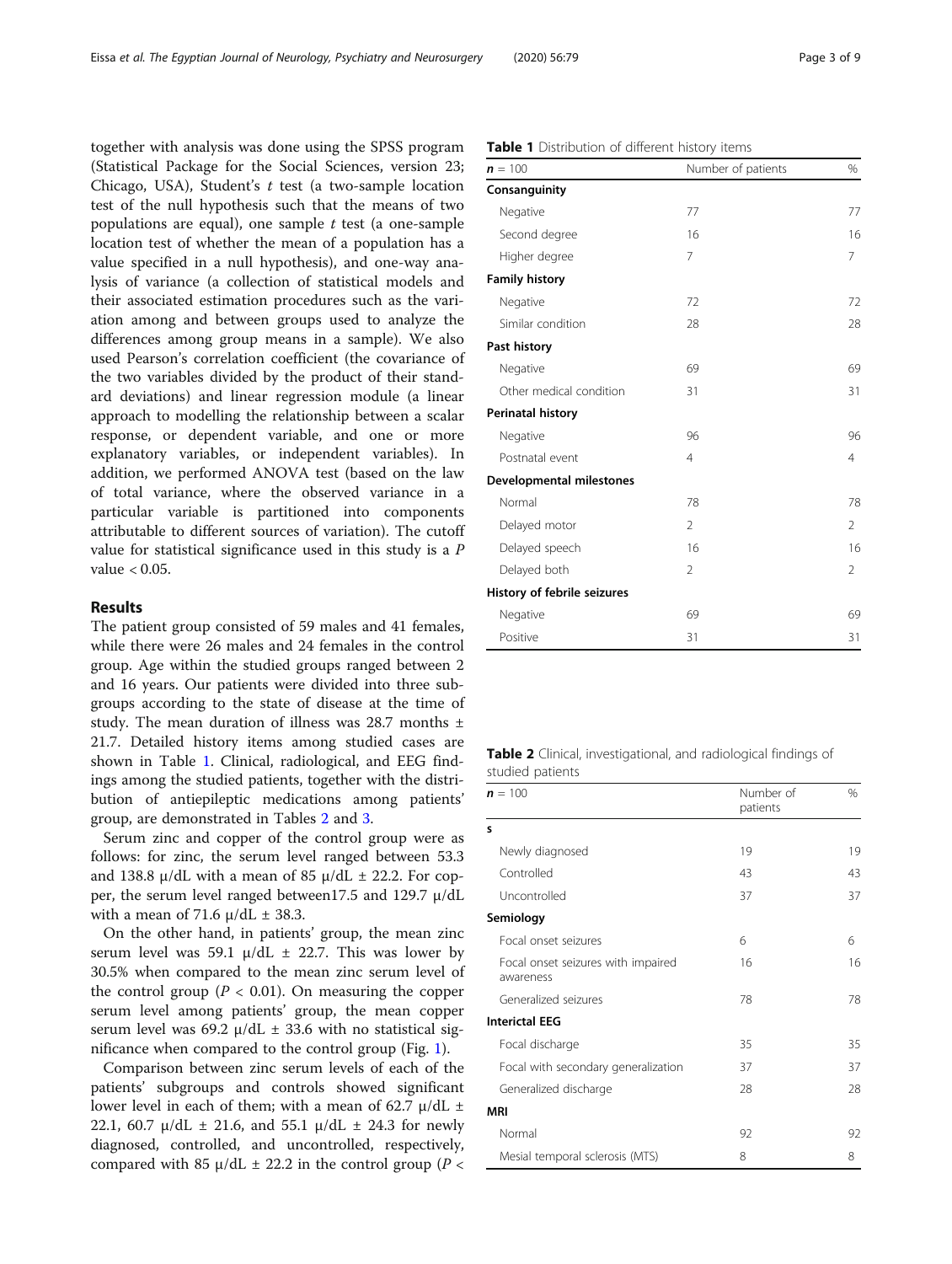together with analysis was done using the SPSS program (Statistical Package for the Social Sciences, version 23; Chicago, USA), Student's *t* test (a two-sample location test of the null hypothesis such that the means of two populations are equal), one sample *t* test (a one-sample location test of whether the mean of a population has a value specified in a null hypothesis), and one-way analysis of variance (a collection of statistical models and their associated estimation procedures such as the variation among and between groups used to analyze the differences among group means in a sample). We also used Pearson's correlation coefficient (the covariance of the two variables divided by the product of their standard deviations) and linear regression module (a linear approach to modelling the relationship between a scalar response, or dependent variable, and one or more explanatory variables, or independent variables). In addition, we performed ANOVA test (based on the law of total variance, where the observed variance in a particular variable is partitioned into components attributable to different sources of variation). The cutoff value for statistical significance used in this study is a $P$ value $< 0.05$.

## Results

The patient group consisted of 59 males and 41 females, while there were 26 males and 24 females in the control group. Age within the studied groups ranged between 2 and 16 years. Our patients were divided into three subgroups according to the state of disease at the time of study. The mean duration of illness was 28.7 months ± 21.7. Detailed history items among studied cases are shown in Table 1. Clinical, radiological, and EEG findings among the studied patients, together with the distribution of antiepileptic medications among patients' group, are demonstrated in Tables 2 and 3.

Serum zinc and copper of the control group were as follows: for zinc, the serum level ranged between 53.3 and 138.8 μ/dL with a mean of 85 μ/dL ± 22.2. For copper, the serum level ranged between17.5 and 129.7 μ/dL with a mean of 71.6 μ/dL ± 38.3.

On the other hand, in patients' group, the mean zinc serum level was 59.1 μ/dL ± 22.7. This was lower by 30.5% when compared to the mean zinc serum level of the control group ($P < 0.01$). On measuring the copper serum level among patients' group, the mean copper serum level was 69.2 μ/dL ± 33.6 with no statistical significance when compared to the control group (Fig. 1).

Comparison between zinc serum levels of each of the patients' subgroups and controls showed significant lower level in each of them; with a mean of 62.7 μ/dL ± 22.1, 60.7 μ/dL ± 21.6, and 55.1 μ/dL ± 24.3 for newly diagnosed, controlled, and uncontrolled, respectively, compared with 85 μ/dL ± 22.2 in the control group ($P <$

**Table 1** Distribution of different history items

| $n = 100$ | Number of patients | % |
|---|---|---|
| **Consanguinity** | | |
| Negative | 77 | 77 |
| Second degree | 16 | 16 |
| Higher degree | 7 | 7 |
| **Family history** | | |
| Negative | 72 | 72 |
| Similar condition | 28 | 28 |
| **Past history** | | |
| Negative | 69 | 69 |
| Other medical condition | 31 | 31 |
| **Perinatal history** | | |
| Negative | 96 | 96 |
| Postnatal event | 4 | 4 |
| **Developmental milestones** | | |
| Normal | 78 | 78 |
| Delayed motor | 2 | 2 |
| Delayed speech | 16 | 16 |
| Delayed both | 2 | 2 |
| **History of febrile seizures** | | |
| Negative | 69 | 69 |
| Positive | 31 | 31 |

**Table 2** Clinical, investigational, and radiological findings of studied patients

| $n = 100$ | Number of patients | % |
|---|---|---|
| **s** | | |
| Newly diagnosed | 19 | 19 |
| Controlled | 43 | 43 |
| Uncontrolled | 37 | 37 |
| **Semiology** | | |
| Focal onset seizures | 6 | 6 |
| Focal onset seizures with impaired awareness | 16 | 16 |
| Generalized seizures | 78 | 78 |
| **Interictal EEG** | | |
| Focal discharge | 35 | 35 |
| Focal with secondary generalization | 37 | 37 |
| Generalized discharge | 28 | 28 |
| **MRI** | | |
| Normal | 92 | 92 |
| Mesial temporal sclerosis (MTS) | 8 | 8 |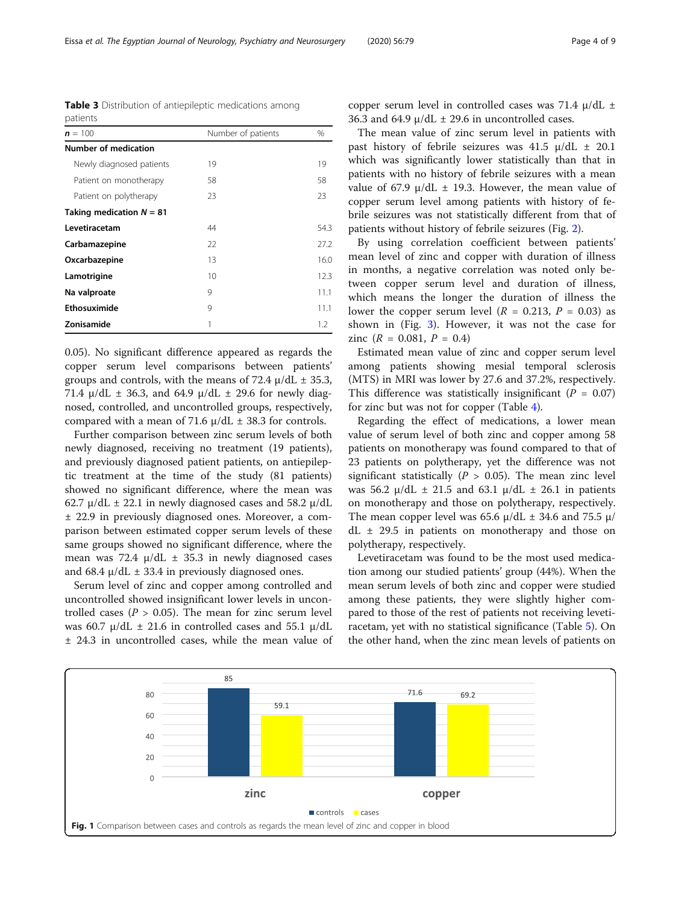**Table 3** Distribution of antiepileptic medications among patients

| **n** = 100 | Number of patients | % |
|---|---|---|
| **Number of medication** | | |
| Newly diagnosed patients | 19 | 19 |
| Patient on monotherapy | 58 | 58 |
| Patient on polytherapy | 23 | 23 |
| **Taking medication N = 81** | | |
| **Levetiracetam** | 44 | 54.3 |
| **Carbamazepine** | 22 | 27.2 |
| **Oxcarbazepine** | 13 | 16.0 |
| **Lamotrigine** | 10 | 12.3 |
| **Na valproate** | 9 | 11.1 |
| **Ethosuximide** | 9 | 11.1 |
| **Zonisamide** | 1 | 1.2 |

0.05). No significant difference appeared as regards the copper serum level comparisons between patients' groups and controls, with the means of 72.4 μ/dL ± 35.3, 71.4 μ/dL ± 36.3, and 64.9 μ/dL ± 29.6 for newly diagnosed, controlled, and uncontrolled groups, respectively, compared with a mean of 71.6 μ/dL ± 38.3 for controls.

Further comparison between zinc serum levels of both newly diagnosed, receiving no treatment (19 patients), and previously diagnosed patient patients, on antiepileptic treatment at the time of the study (81 patients) showed no significant difference, where the mean was 62.7 μ/dL ± 22.1 in newly diagnosed cases and 58.2 μ/dL ± 22.9 in previously diagnosed ones. Moreover, a comparison between estimated copper serum levels of these same groups showed no significant difference, where the mean was 72.4 μ/dL ± 35.3 in newly diagnosed cases and 68.4 μ/dL ± 33.4 in previously diagnosed ones.

Serum level of zinc and copper among controlled and uncontrolled showed insignificant lower levels in uncontrolled cases ($P > 0.05$). The mean for zinc serum level was 60.7 μ/dL ± 21.6 in controlled cases and 55.1 μ/dL ± 24.3 in uncontrolled cases, while the mean value of copper serum level in controlled cases was 71.4 μ/dL ± 36.3 and 64.9 μ/dL ± 29.6 in uncontrolled cases.

The mean value of zinc serum level in patients with past history of febrile seizures was 41.5 μ/dL ± 20.1 which was significantly lower statistically than that in patients with no history of febrile seizures with a mean value of 67.9 μ/dL ± 19.3. However, the mean value of copper serum level among patients with history of febrile seizures was not statistically different from that of patients without history of febrile seizures (Fig. 2).

By using correlation coefficient between patients' mean level of zinc and copper with duration of illness in months, a negative correlation was noted only between copper serum level and duration of illness, which means the longer the duration of illness the lower the copper serum level ($R = 0.213$, $P = 0.03$) as shown in (Fig. 3). However, it was not the case for zinc ($R = 0.081$, $P = 0.4$)

Estimated mean value of zinc and copper serum level among patients showing mesial temporal sclerosis (MTS) in MRI was lower by 27.6 and 37.2%, respectively. This difference was statistically insignificant ($P = 0.07$) for zinc but was not for copper (Table 4).

Regarding the effect of medications, a lower mean value of serum level of both zinc and copper among 58 patients on monotherapy was found compared to that of 23 patients on polytherapy, yet the difference was not significant statistically ($P > 0.05$). The mean zinc level was 56.2 μ/dL ± 21.5 and 63.1 μ/dL ± 26.1 in patients on monotherapy and those on polytherapy, respectively. The mean copper level was 65.6 μ/dL ± 34.6 and 75.5 μ/dL ± 29.5 in patients on monotherapy and those on polytherapy, respectively.

Levetiracetam was found to be the most used medication among our studied patients' group (44%). When the mean serum levels of both zinc and copper were studied among these patients, they were slightly higher compared to those of the rest of patients not receiving levetiracetam, yet with no statistical significance (Table 5). On the other hand, when the zinc mean levels of patients on

**Fig. 1** Comparison between cases and controls as regards the mean level of zinc and copper in blood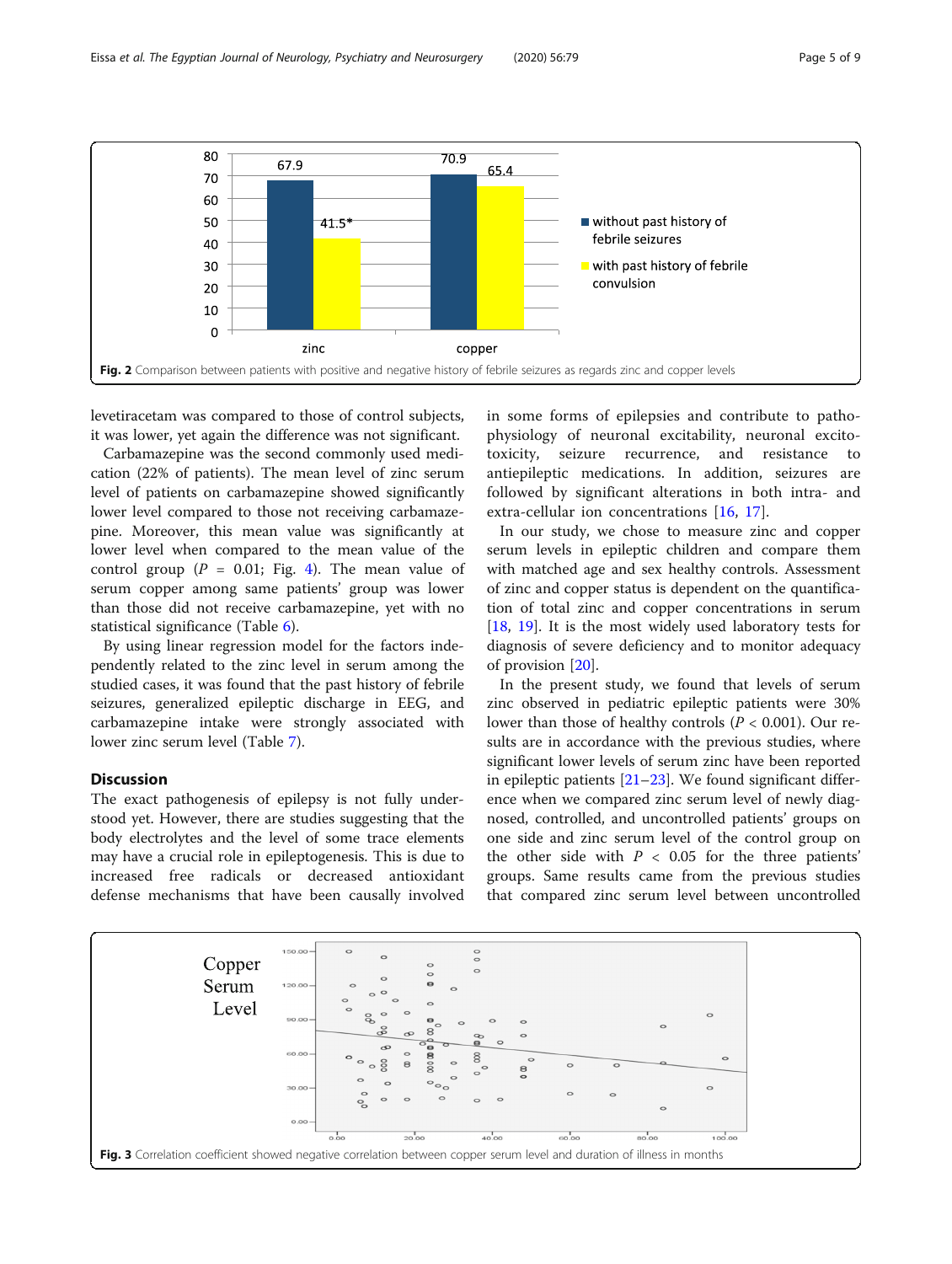Fig. 2 Comparison between patients with positive and negative history of febrile seizures as regards zinc and copper levels

levetiracetam was compared to those of control subjects, it was lower, yet again the difference was not significant.

Carbamazepine was the second commonly used medication (22% of patients). The mean level of zinc serum level of patients on carbamazepine showed significantly lower level compared to those not receiving carbamazepine. Moreover, this mean value was significantly at lower level when compared to the mean value of the control group ($P$ = 0.01; Fig. 4). The mean value of serum copper among same patients' group was lower than those did not receive carbamazepine, yet with no statistical significance (Table 6).

By using linear regression model for the factors independently related to the zinc level in serum among the studied cases, it was found that the past history of febrile seizures, generalized epileptic discharge in EEG, and carbamazepine intake were strongly associated with lower zinc serum level (Table 7).

## Discussion

The exact pathogenesis of epilepsy is not fully understood yet. However, there are studies suggesting that the body electrolytes and the level of some trace elements may have a crucial role in epileptogenesis. This is due to increased free radicals or decreased antioxidant defense mechanisms that have been causally involved in some forms of epilepsies and contribute to pathophysiology of neuronal excitability, neuronal excitotoxicity, seizure recurrence, and resistance to antiepileptic medications. In addition, seizures are followed by significant alterations in both intra- and extra-cellular ion concentrations [16, 17].

In our study, we chose to measure zinc and copper serum levels in epileptic children and compare them with matched age and sex healthy controls. Assessment of zinc and copper status is dependent on the quantification of total zinc and copper concentrations in serum [18, 19]. It is the most widely used laboratory tests for diagnosis of severe deficiency and to monitor adequacy of provision [20].

In the present study, we found that levels of serum zinc observed in pediatric epileptic patients were 30% lower than those of healthy controls ($P < 0.001$). Our results are in accordance with the previous studies, where significant lower levels of serum zinc have been reported in epileptic patients [21–23]. We found significant difference when we compared zinc serum level of newly diagnosed, controlled, and uncontrolled patients' groups on one side and zinc serum level of the control group on the other side with $P < 0.05$ for the three patients' groups. Same results came from the previous studies that compared zinc serum level between uncontrolled

Fig. 3 Correlation coefficient showed negative correlation between copper serum level and duration of illness in months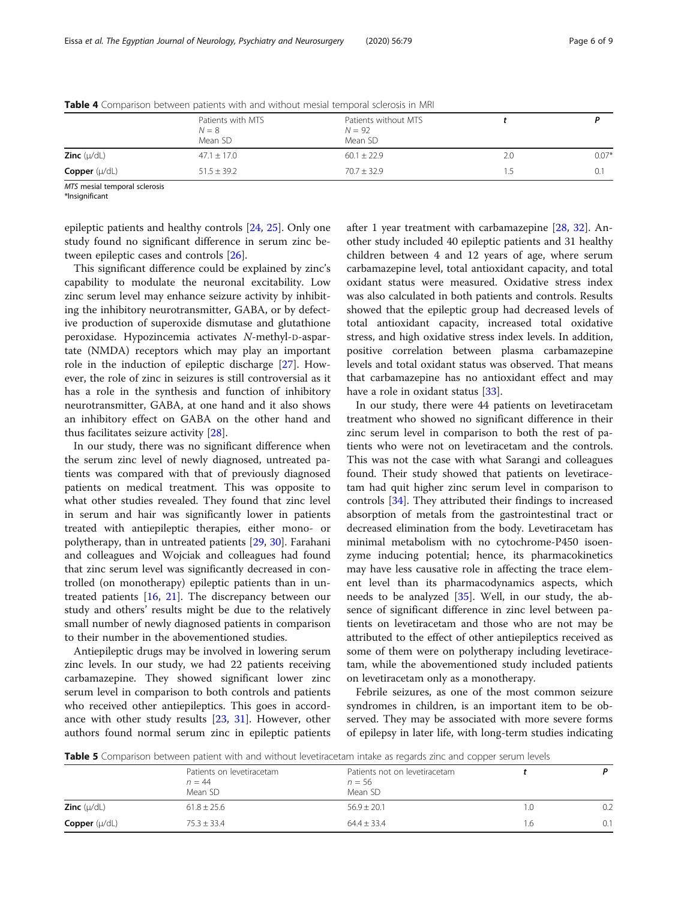**Table 4** Comparison between patients with and without mesial temporal sclerosis in MRI

| | Patients with MTS $N = 8$ Mean SD | Patients without MTS $N = 92$ Mean SD | *t* | *P* |
|---|---|---|---|---|
| **Zinc** (μ/dL) | 47.1 ± 17.0 | 60.1 ± 22.9 | 2.0 | 0.07* |
| **Copper** (μ/dL) | 51.5 ± 39.2 | 70.7 ± 32.9 | 1.5 | 0.1 |

*MTS* mesial temporal sclerosis
*Insignificant

epileptic patients and healthy controls [24, 25]. Only one study found no significant difference in serum zinc between epileptic cases and controls [26].

This significant difference could be explained by zinc's capability to modulate the neuronal excitability. Low zinc serum level may enhance seizure activity by inhibiting the inhibitory neurotransmitter, GABA, or by defective production of superoxide dismutase and glutathione peroxidase. Hypozincemia activates *N*-methyl-D-aspartate (NMDA) receptors which may play an important role in the induction of epileptic discharge [27]. However, the role of zinc in seizures is still controversial as it has a role in the synthesis and function of inhibitory neurotransmitter, GABA, at one hand and it also shows an inhibitory effect on GABA on the other hand and thus facilitates seizure activity [28].

In our study, there was no significant difference when the serum zinc level of newly diagnosed, untreated patients was compared with that of previously diagnosed patients on medical treatment. This was opposite to what other studies revealed. They found that zinc level in serum and hair was significantly lower in patients treated with antiepileptic therapies, either mono- or polytherapy, than in untreated patients [29, 30]. Farahani and colleagues and Wojciak and colleagues had found that zinc serum level was significantly decreased in controlled (on monotherapy) epileptic patients than in untreated patients [16, 21]. The discrepancy between our study and others' results might be due to the relatively small number of newly diagnosed patients in comparison to their number in the abovementioned studies.

Antiepileptic drugs may be involved in lowering serum zinc levels. In our study, we had 22 patients receiving carbamazepine. They showed significant lower zinc serum level in comparison to both controls and patients who received other antiepileptics. This goes in accordance with other study results [23, 31]. However, other authors found normal serum zinc in epileptic patients after 1 year treatment with carbamazepine [28, 32]. Another study included 40 epileptic patients and 31 healthy children between 4 and 12 years of age, where serum carbamazepine level, total antioxidant capacity, and total oxidant status were measured. Oxidative stress index was also calculated in both patients and controls. Results showed that the epileptic group had decreased levels of total antioxidant capacity, increased total oxidative stress, and high oxidative stress index levels. In addition, positive correlation between plasma carbamazepine levels and total oxidant status was observed. That means that carbamazepine has no antioxidant effect and may have a role in oxidant status [33].

In our study, there were 44 patients on levetiracetam treatment who showed no significant difference in their zinc serum level in comparison to both the rest of patients who were not on levetiracetam and the controls. This was not the case with what Sarangi and colleagues found. Their study showed that patients on levetiracetam had quit higher zinc serum level in comparison to controls [34]. They attributed their findings to increased absorption of metals from the gastrointestinal tract or decreased elimination from the body. Levetiracetam has minimal metabolism with no cytochrome-P450 isoenzyme inducing potential; hence, its pharmacokinetics may have less causative role in affecting the trace element level than its pharmacodynamics aspects, which needs to be analyzed [35]. Well, in our study, the absence of significant difference in zinc level between patients on levetiracetam and those who are not may be attributed to the effect of other antiepileptics received as some of them were on polytherapy including levetiracetam, while the abovementioned study included patients on levetiracetam only as a monotherapy.

Febrile seizures, as one of the most common seizure syndromes in children, is an important item to be observed. They may be associated with more severe forms of epilepsy in later life, with long-term studies indicating

**Table 5** Comparison between patient with and without levetiracetam intake as regards zinc and copper serum levels

| | Patients on levetiracetam $n = 44$ Mean SD | Patients not on levetiracetam $n = 56$ Mean SD | *t* | *P* |
|---|---|---|---|---|
| **Zinc** (μ/dL) | 61.8 ± 25.6 | 56.9 ± 20.1 | 1.0 | 0.2 |
| **Copper** (μ/dL) | 75.3 ± 33.4 | 64.4 ± 33.4 | 1.6 | 0.1 |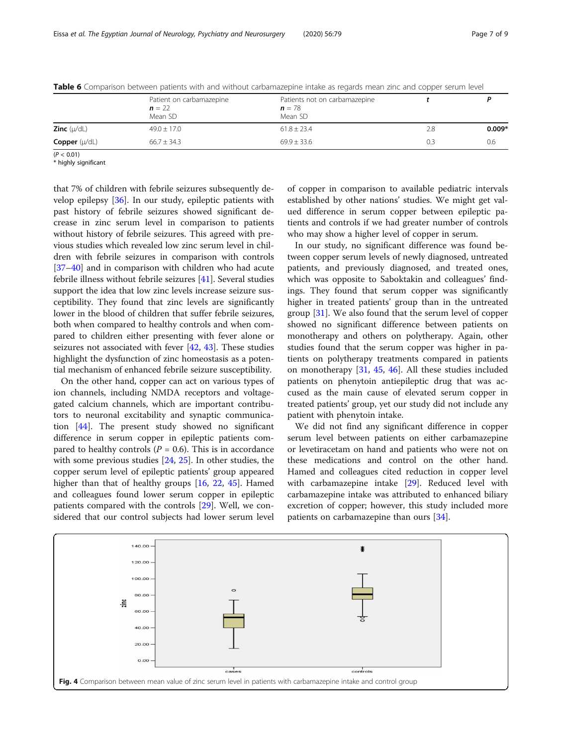**Table 6** Comparison between patients with and without carbamazepine intake as regards mean zinc and copper serum level

| | Patient on carbamazepine **n** = 22 Mean SD | Patients not on carbamazepine **n** = 78 Mean SD | **t** | **P** |
|---|---|---|---|---|
| **Zinc** (μ/dL) | 49.0 ± 17.0 | 61.8 ± 23.4 | 2.8 | **0.009*** |
| **Copper** (μ/dL) | 66.7 ± 34.3 | 69.9 ± 33.6 | 0.3 | 0.6 |

($P < 0.01$)
* highly significant

that 7% of children with febrile seizures subsequently develop epilepsy [36]. In our study, epileptic patients with past history of febrile seizures showed significant decrease in zinc serum level in comparison to patients without history of febrile seizures. This agreed with previous studies which revealed low zinc serum level in children with febrile seizures in comparison with controls [37–40] and in comparison with children who had acute febrile illness without febrile seizures [41]. Several studies support the idea that low zinc levels increase seizure susceptibility. They found that zinc levels are significantly lower in the blood of children that suffer febrile seizures, both when compared to healthy controls and when compared to children either presenting with fever alone or seizures not associated with fever [42, 43]. These studies highlight the dysfunction of zinc homeostasis as a potential mechanism of enhanced febrile seizure susceptibility.

On the other hand, copper can act on various types of ion channels, including NMDA receptors and voltage-gated calcium channels, which are important contributors to neuronal excitability and synaptic communication [44]. The present study showed no significant difference in serum copper in epileptic patients compared to healthy controls ($P = 0.6$). This is in accordance with some previous studies [24, 25]. In other studies, the copper serum level of epileptic patients' group appeared higher than that of healthy groups [16, 22, 45]. Hamed and colleagues found lower serum copper in epileptic patients compared with the controls [29]. Well, we considered that our control subjects had lower serum level of copper in comparison to available pediatric intervals established by other nations' studies. We might get valued difference in serum copper between epileptic patients and controls if we had greater number of controls who may show a higher level of copper in serum.

In our study, no significant difference was found between copper serum levels of newly diagnosed, untreated patients, and previously diagnosed, and treated ones, which was opposite to Saboktakin and colleagues' findings. They found that serum copper was significantly higher in treated patients' group than in the untreated group [31]. We also found that the serum level of copper showed no significant difference between patients on monotherapy and others on polytherapy. Again, other studies found that the serum copper was higher in patients on polytherapy treatments compared in patients on monotherapy [31, 45, 46]. All these studies included patients on phenytoin antiepileptic drug that was accused as the main cause of elevated serum copper in treated patients' group, yet our study did not include any patient with phenytoin intake.

We did not find any significant difference in copper serum level between patients on either carbamazepine or levetiracetam on hand and patients who were not on these medications and control on the other hand. Hamed and colleagues cited reduction in copper level with carbamazepine intake [29]. Reduced level with carbamazepine intake was attributed to enhanced biliary excretion of copper; however, this study included more patients on carbamazepine than ours [34].

**Fig. 4** Comparison between mean value of zinc serum level in patients with carbamazepine intake and control group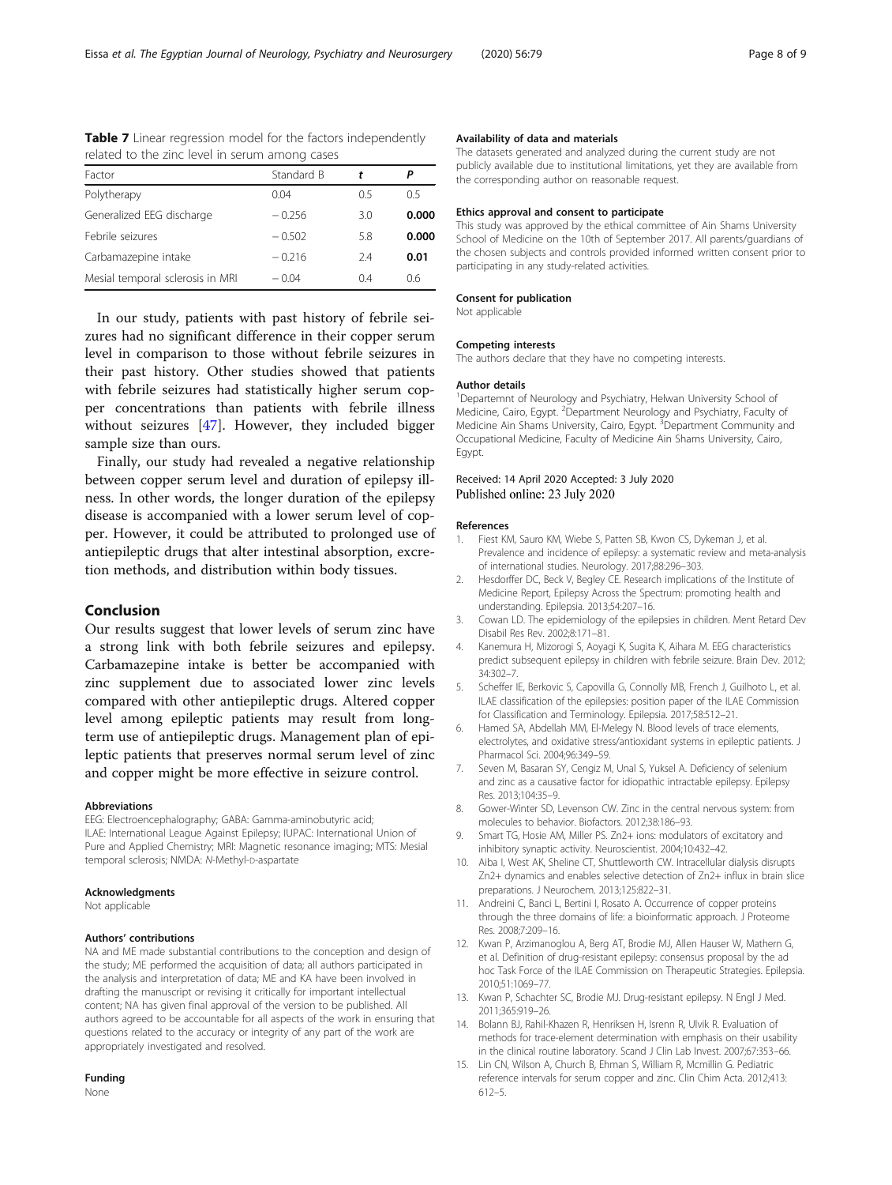**Table 7** Linear regression model for the factors independently related to the zinc level in serum among cases

| Factor | Standard B | *t* | *P* |
|---|---|---|---|
| Polytherapy | 0.04 | 0.5 | 0.5 |
| Generalized EEG discharge | − 0.256 | 3.0 | **0.000** |
| Febrile seizures | − 0.502 | 5.8 | **0.000** |
| Carbamazepine intake | − 0.216 | 2.4 | **0.01** |
| Mesial temporal sclerosis in MRI | − 0.04 | 0.4 | 0.6 |

In our study, patients with past history of febrile seizures had no significant difference in their copper serum level in comparison to those without febrile seizures in their past history. Other studies showed that patients with febrile seizures had statistically higher serum copper concentrations than patients with febrile illness without seizures [47]. However, they included bigger sample size than ours.

Finally, our study had revealed a negative relationship between copper serum level and duration of epilepsy illness. In other words, the longer duration of the epilepsy disease is accompanied with a lower serum level of copper. However, it could be attributed to prolonged use of antiepileptic drugs that alter intestinal absorption, excretion methods, and distribution within body tissues.

## Conclusion

Our results suggest that lower levels of serum zinc have a strong link with both febrile seizures and epilepsy. Carbamazepine intake is better be accompanied with zinc supplement due to associated lower zinc levels compared with other antiepileptic drugs. Altered copper level among epileptic patients may result from long-term use of antiepileptic drugs. Management plan of epileptic patients that preserves normal serum level of zinc and copper might be more effective in seizure control.

#### Abbreviations

EEG: Electroencephalography; GABA: Gamma-aminobutyric acid; ILAE: International League Against Epilepsy; IUPAC: International Union of Pure and Applied Chemistry; MRI: Magnetic resonance imaging; MTS: Mesial temporal sclerosis; NMDA: *N*-Methyl-D-aspartate

#### Acknowledgments

Not applicable

#### Authors' contributions

NA and ME made substantial contributions to the conception and design of the study; ME performed the acquisition of data; all authors participated in the analysis and interpretation of data; ME and KA have been involved in drafting the manuscript or revising it critically for important intellectual content; NA has given final approval of the version to be published. All authors agreed to be accountable for all aspects of the work in ensuring that questions related to the accuracy or integrity of any part of the work are appropriately investigated and resolved.

#### Funding

None

#### Availability of data and materials

The datasets generated and analyzed during the current study are not publicly available due to institutional limitations, yet they are available from the corresponding author on reasonable request.

#### Ethics approval and consent to participate

This study was approved by the ethical committee of Ain Shams University School of Medicine on the 10th of September 2017. All parents/guardians of the chosen subjects and controls provided informed written consent prior to participating in any study-related activities.

#### Consent for publication

Not applicable

#### Competing interests

The authors declare that they have no competing interests.

#### Author details

[1]Departemnt of Neurology and Psychiatry, Helwan University School of Medicine, Cairo, Egypt. [2]Department Neurology and Psychiatry, Faculty of Medicine Ain Shams University, Cairo, Egypt. [3]Department Community and Occupational Medicine, Faculty of Medicine Ain Shams University, Cairo, Egypt.

Received: 14 April 2020 Accepted: 3 July 2020
Published online: 23 July 2020

#### References

1. Fiest KM, Sauro KM, Wiebe S, Patten SB, Kwon CS, Dykeman J, et al. Prevalence and incidence of epilepsy: a systematic review and meta-analysis of international studies. Neurology. 2017;88:296–303.
2. Hesdorffer DC, Beck V, Begley CE. Research implications of the Institute of Medicine Report, Epilepsy Across the Spectrum: promoting health and understanding. Epilepsia. 2013;54:207–16.
3. Cowan LD. The epidemiology of the epilepsies in children. Ment Retard Dev Disabil Res Rev. 2002;8:171–81.
4. Kanemura H, Mizorogi S, Aoyagi K, Sugita K, Aihara M. EEG characteristics predict subsequent epilepsy in children with febrile seizure. Brain Dev. 2012; 34:302–7.
5. Scheffer IE, Berkovic S, Capovilla G, Connolly MB, French J, Guilhoto L, et al. ILAE classification of the epilepsies: position paper of the ILAE Commission for Classification and Terminology. Epilepsia. 2017;58:512–21.
6. Hamed SA, Abdellah MM, El-Melegy N. Blood levels of trace elements, electrolytes, and oxidative stress/antioxidant systems in epileptic patients. J Pharmacol Sci. 2004;96:349–59.
7. Seven M, Basaran SY, Cengiz M, Unal S, Yuksel A. Deficiency of selenium and zinc as a causative factor for idiopathic intractable epilepsy. Epilepsy Res. 2013;104:35–9.
8. Gower-Winter SD, Levenson CW. Zinc in the central nervous system: from molecules to behavior. Biofactors. 2012;38:186–93.
9. Smart TG, Hosie AM, Miller PS. Zn2+ ions: modulators of excitatory and inhibitory synaptic activity. Neuroscientist. 2004;10:432–42.
10. Aiba I, West AK, Sheline CT, Shuttleworth CW. Intracellular dialysis disrupts Zn2+ dynamics and enables selective detection of Zn2+ influx in brain slice preparations. J Neurochem. 2013;125:822–31.
11. Andreini C, Banci L, Bertini I, Rosato A. Occurrence of copper proteins through the three domains of life: a bioinformatic approach. J Proteome Res. 2008;7:209–16.
12. Kwan P, Arzimanoglou A, Berg AT, Brodie MJ, Allen Hauser W, Mathern G, et al. Definition of drug-resistant epilepsy: consensus proposal by the ad hoc Task Force of the ILAE Commission on Therapeutic Strategies. Epilepsia. 2010;51:1069–77.
13. Kwan P, Schachter SC, Brodie MJ. Drug-resistant epilepsy. N Engl J Med. 2011;365:919–26.
14. Bolann BJ, Rahil-Khazen R, Henriksen H, Isrenn R, Ulvik R. Evaluation of methods for trace-element determination with emphasis on their usability in the clinical routine laboratory. Scand J Clin Lab Invest. 2007;67:353–66.
15. Lin CN, Wilson A, Church B, Ehman S, William R, Mcmillin G. Pediatric reference intervals for serum copper and zinc. Clin Chim Acta. 2012;413: 612–5.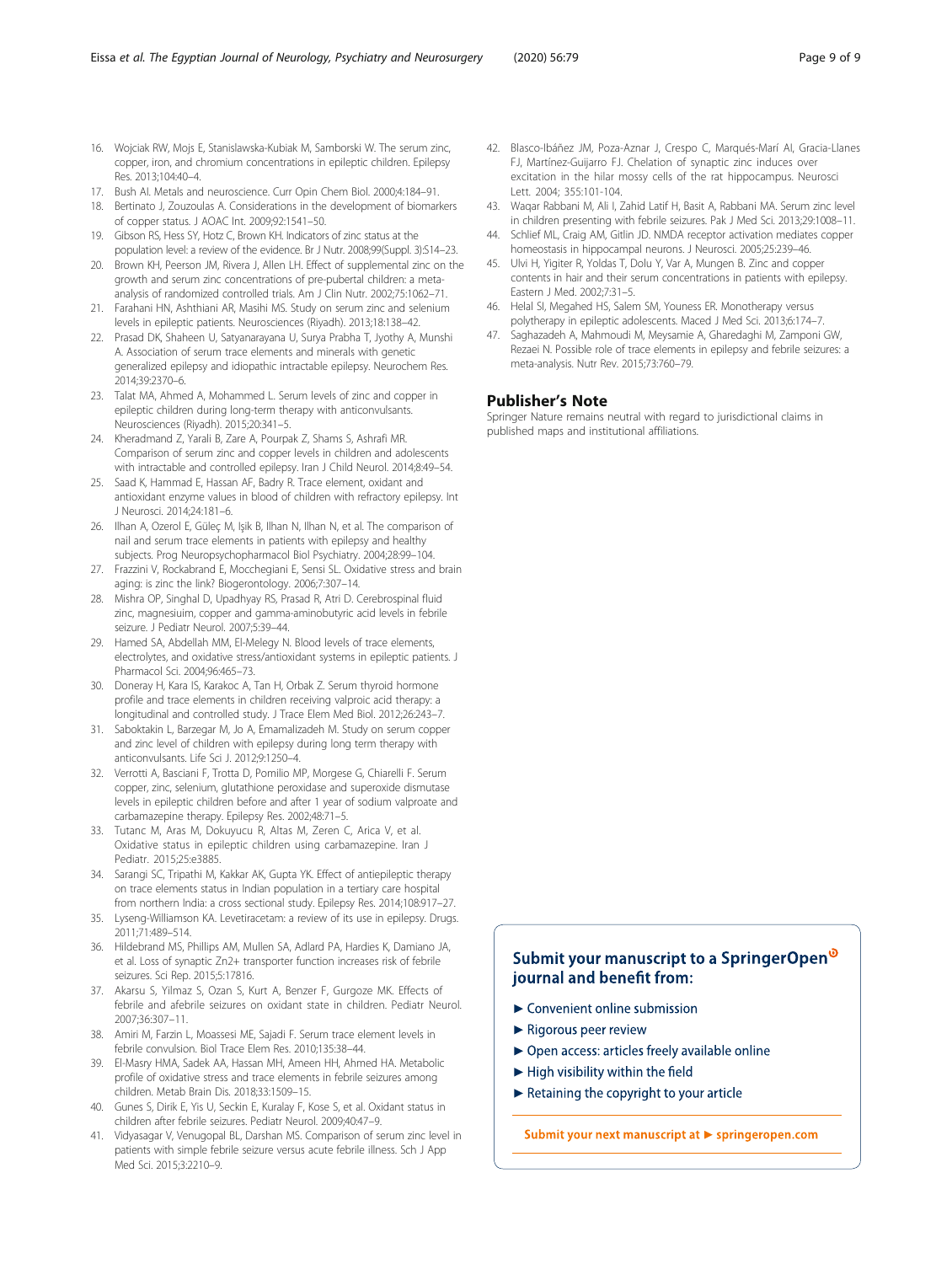16. Wojciak RW, Mojs E, Stanislawska-Kubiak M, Samborski W. The serum zinc, copper, iron, and chromium concentrations in epileptic children. Epilepsy Res. 2013;104:40–4.
17. Bush AI. Metals and neuroscience. Curr Opin Chem Biol. 2000;4:184–91.
18. Bertinato J, Zouzoulas A. Considerations in the development of biomarkers of copper status. J AOAC Int. 2009;92:1541–50.
19. Gibson RS, Hess SY, Hotz C, Brown KH. Indicators of zinc status at the population level: a review of the evidence. Br J Nutr. 2008;99(Suppl. 3):S14–23.
20. Brown KH, Peerson JM, Rivera J, Allen LH. Effect of supplemental zinc on the growth and serum zinc concentrations of pre-pubertal children: a meta-analysis of randomized controlled trials. Am J Clin Nutr. 2002;75:1062–71.
21. Farahani HN, Ashthiani AR, Masihi MS. Study on serum zinc and selenium levels in epileptic patients. Neurosciences (Riyadh). 2013;18:138–42.
22. Prasad DK, Shaheen U, Satyanarayana U, Surya Prabha T, Jyothy A, Munshi A. Association of serum trace elements and minerals with genetic generalized epilepsy and idiopathic intractable epilepsy. Neurochem Res. 2014;39:2370–6.
23. Talat MA, Ahmed A, Mohammed L. Serum levels of zinc and copper in epileptic children during long-term therapy with anticonvulsants. Neurosciences (Riyadh). 2015;20:341–5.
24. Kheradmand Z, Yarali B, Zare A, Pourpak Z, Shams S, Ashrafi MR. Comparison of serum zinc and copper levels in children and adolescents with intractable and controlled epilepsy. Iran J Child Neurol. 2014;8:49–54.
25. Saad K, Hammad E, Hassan AF, Badry R. Trace element, oxidant and antioxidant enzyme values in blood of children with refractory epilepsy. Int J Neurosci. 2014;24:181–6.
26. Ilhan A, Ozerol E, Güleç M, Işık B, Ilhan N, Ilhan N, et al. The comparison of nail and serum trace elements in patients with epilepsy and healthy subjects. Prog Neuropsychopharmacol Biol Psychiatry. 2004;28:99–104.
27. Frazzini V, Rockabrand E, Mocchegiani E, Sensi SL. Oxidative stress and brain aging: is zinc the link? Biogerontology. 2006;7:307–14.
28. Mishra OP, Singhal D, Upadhyay RS, Prasad R, Atri D. Cerebrospinal fluid zinc, magnesiuim, copper and gamma-aminobutyric acid levels in febrile seizure. J Pediatr Neurol. 2007;5:39–44.
29. Hamed SA, Abdellah MM, El-Melegy N. Blood levels of trace elements, electrolytes, and oxidative stress/antioxidant systems in epileptic patients. J Pharmacol Sci. 2004;96:465–73.
30. Doneray H, Kara IS, Karakoc A, Tan H, Orbak Z. Serum thyroid hormone profile and trace elements in children receiving valproic acid therapy: a longitudinal and controlled study. J Trace Elem Med Biol. 2012;26:243–7.
31. Saboktakin L, Barzegar M, Jo A, Emamalizadeh M. Study on serum copper and zinc level of children with epilepsy during long term therapy with anticonvulsants. Life Sci J. 2012;9:1250–4.
32. Verrotti A, Basciani F, Trotta D, Pomilio MP, Morgese G, Chiarelli F. Serum copper, zinc, selenium, glutathione peroxidase and superoxide dismutase levels in epileptic children before and after 1 year of sodium valproate and carbamazepine therapy. Epilepsy Res. 2002;48:71–5.
33. Tutanc M, Aras M, Dokuyucu R, Altas M, Zeren C, Arica V, et al. Oxidative status in epileptic children using carbamazepine. Iran J Pediatr. 2015;25:e3885.
34. Sarangi SC, Tripathi M, Kakkar AK, Gupta YK. Effect of antiepileptic therapy on trace elements status in Indian population in a tertiary care hospital from northern India: a cross sectional study. Epilepsy Res. 2014;108:917–27.
35. Lyseng-Williamson KA. Levetiracetam: a review of its use in epilepsy. Drugs. 2011;71:489–514.
36. Hildebrand MS, Phillips AM, Mullen SA, Adlard PA, Hardies K, Damiano JA, et al. Loss of synaptic Zn2+ transporter function increases risk of febrile seizures. Sci Rep. 2015;5:17816.
37. Akarsu S, Yilmaz S, Ozan S, Kurt A, Benzer F, Gurgoze MK. Effects of febrile and afebrile seizures on oxidant state in children. Pediatr Neurol. 2007;36:307–11.
38. Amiri M, Farzin L, Moassesi ME, Sajadi F. Serum trace element levels in febrile convulsion. Biol Trace Elem Res. 2010;135:38–44.
39. El-Masry HMA, Sadek AA, Hassan MH, Ameen HH, Ahmed HA. Metabolic profile of oxidative stress and trace elements in febrile seizures among children. Metab Brain Dis. 2018;33:1509–15.
40. Gunes S, Dirik E, Yis U, Seckin E, Kuralay F, Kose S, et al. Oxidant status in children after febrile seizures. Pediatr Neurol. 2009;40:47–9.
41. Vidyasagar V, Venugopal BL, Darshan MS. Comparison of serum zinc level in patients with simple febrile seizure versus acute febrile illness. Sch J App Med Sci. 2015;3:2210–9.
42. Blasco-Ibáñez JM, Poza-Aznar J, Crespo C, Marqués-Marí AI, Gracia-Llanes FJ, Martínez-Guijarro FJ. Chelation of synaptic zinc induces over excitation in the hilar mossy cells of the rat hippocampus. Neurosci Lett. 2004; 355:101-104.
43. Waqar Rabbani M, Ali I, Zahid Latif H, Basit A, Rabbani MA. Serum zinc level in children presenting with febrile seizures. Pak J Med Sci. 2013;29:1008–11.
44. Schlief ML, Craig AM, Gitlin JD. NMDA receptor activation mediates copper homeostasis in hippocampal neurons. J Neurosci. 2005;25:239–46.
45. Ulvi H, Yigiter R, Yoldas T, Dolu Y, Var A, Mungen B. Zinc and copper contents in hair and their serum concentrations in patients with epilepsy. Eastern J Med. 2002;7:31–5.
46. Helal SI, Megahed HS, Salem SM, Youness ER. Monotherapy versus polytherapy in epileptic adolescents. Maced J Med Sci. 2013;6:174–7.
47. Saghazadeh A, Mahmoudi M, Meysamie A, Gharedaghi M, Zamponi GW, Rezaei N. Possible role of trace elements in epilepsy and febrile seizures: a meta-analysis. Nutr Rev. 2015;73:760–79.

## Publisher's Note

Springer Nature remains neutral with regard to jurisdictional claims in published maps and institutional affiliations.

**Submit your manuscript to a SpringerOpen journal and benefit from:**

- Convenient online submission
- Rigorous peer review
- Open access: articles freely available online
- High visibility within the field
- Retaining the copyright to your article

Submit your next manuscript at ► springeropen.com